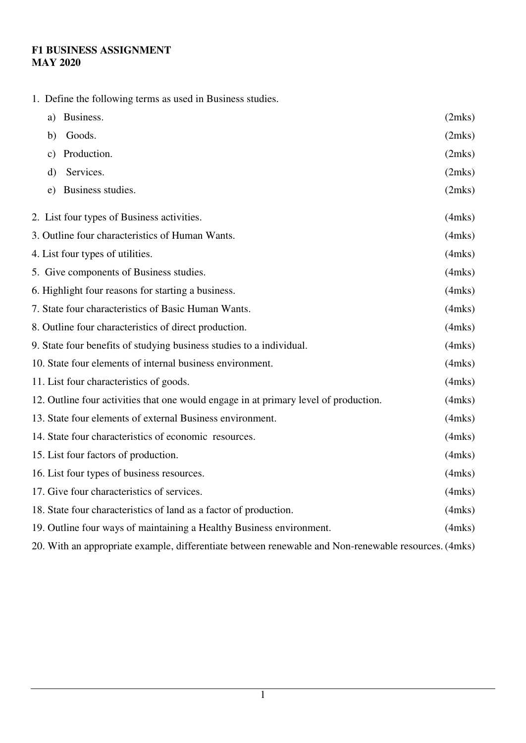**F1 BUSINESS ASSIGNMENT**
**MAY 2020**

1. Define the following terms as used in Business studies.
   a) Business. (2mks)
   b) Goods. (2mks)
   c) Production. (2mks)
   d) Services. (2mks)
   e) Business studies. (2mks)

2. List four types of Business activities. (4mks)

3. Outline four characteristics of Human Wants. (4mks)

4. List four types of utilities. (4mks)

5. Give components of Business studies. (4mks)

6. Highlight four reasons for starting a business. (4mks)

7. State four characteristics of Basic Human Wants. (4mks)

8. Outline four characteristics of direct production. (4mks)

9. State four benefits of studying business studies to a individual. (4mks)

10. State four elements of internal business environment. (4mks)

11. List four characteristics of goods. (4mks)

12. Outline four activities that one would engage in at primary level of production. (4mks)

13. State four elements of external Business environment. (4mks)

14. State four characteristics of economic resources. (4mks)

15. List four factors of production. (4mks)

16. List four types of business resources. (4mks)

17. Give four characteristics of services. (4mks)

18. State four characteristics of land as a factor of production. (4mks)

19. Outline four ways of maintaining a Healthy Business environment. (4mks)

20. With an appropriate example, differentiate between renewable and Non-renewable resources. (4mks)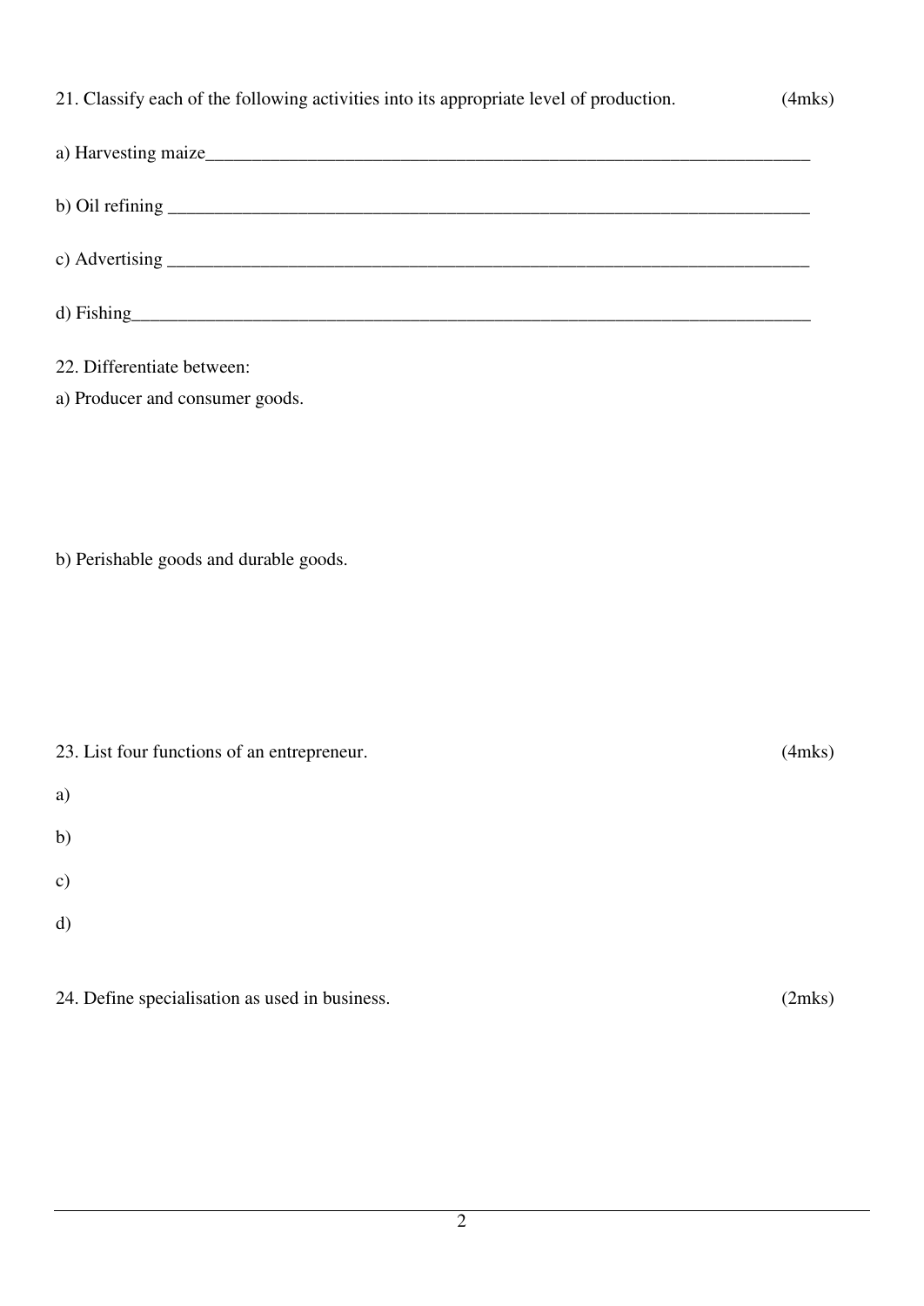21. Classify each of the following activities into its appropriate level of production. (4mks)

a) Harvesting maize_____________________________________________________________________

b) Oil refining _________________________________________________________________________

c) Advertising _________________________________________________________________________

d) Fishing_____________________________________________________________________________

22. Differentiate between:

a) Producer and consumer goods.

b) Perishable goods and durable goods.

23. List four functions of an entrepreneur. (4mks)

a)

b)

c)

d)

24. Define specialisation as used in business. (2mks)